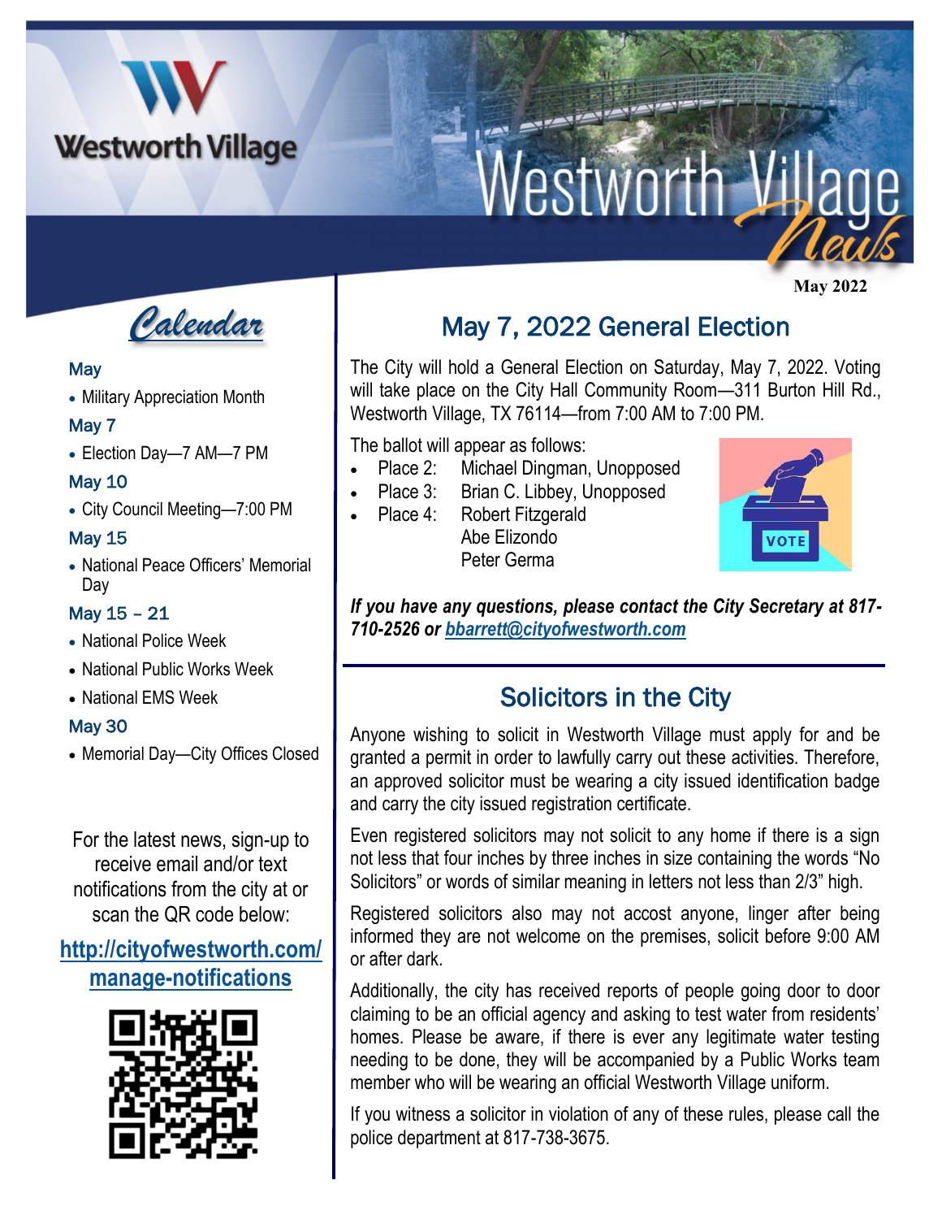# Westworth Village News

May 2022

## Calendar

**May**

- Military Appreciation Month

**May 7**

- Election Day—7 AM—7 PM

**May 10**

- City Council Meeting—7:00 PM

**May 15**

- National Peace Officers' Memorial Day

**May 15 – 21**

- National Police Week
- National Public Works Week
- National EMS Week

**May 30**

- Memorial Day—City Offices Closed

For the latest news, sign-up to receive email and/or text notifications from the city at or scan the QR code below:

**http://cityofwestworth.com/manage-notifications**

## May 7, 2022 General Election

The City will hold a General Election on Saturday, May 7, 2022. Voting will take place on the City Hall Community Room—311 Burton Hill Rd., Westworth Village, TX 76114—from 7:00 AM to 7:00 PM.

The ballot will appear as follows:

- Place 2: Michael Dingman, Unopposed
- Place 3: Brian C. Libbey, Unopposed
- Place 4: Robert Fitzgerald
  Abe Elizondo
  Peter Germa

***If you have any questions, please contact the City Secretary at 817-710-2526 or bbarrett@cityofwestworth.com***

## Solicitors in the City

Anyone wishing to solicit in Westworth Village must apply for and be granted a permit in order to lawfully carry out these activities. Therefore, an approved solicitor must be wearing a city issued identification badge and carry the city issued registration certificate.

Even registered solicitors may not solicit to any home if there is a sign not less that four inches by three inches in size containing the words "No Solicitors" or words of similar meaning in letters not less than 2/3" high.

Registered solicitors also may not accost anyone, linger after being informed they are not welcome on the premises, solicit before 9:00 AM or after dark.

Additionally, the city has received reports of people going door to door claiming to be an official agency and asking to test water from residents' homes. Please be aware, if there is ever any legitimate water testing needing to be done, they will be accompanied by a Public Works team member who will be wearing an official Westworth Village uniform.

If you witness a solicitor in violation of any of these rules, please call the police department at 817-738-3675.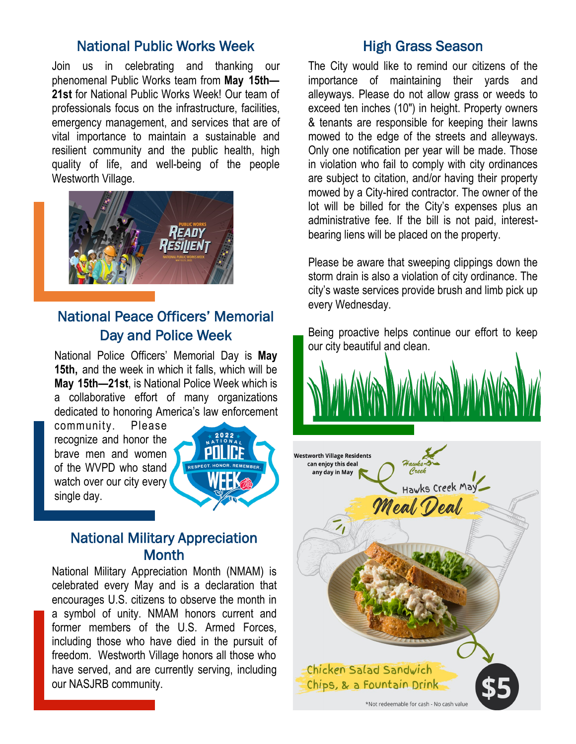## National Public Works Week

Join us in celebrating and thanking our phenomenal Public Works team from **May 15th—21st** for National Public Works Week! Our team of professionals focus on the infrastructure, facilities, emergency management, and services that are of vital importance to maintain a sustainable and resilient community and the public health, high quality of life, and well-being of the people Westworth Village.

## National Peace Officers' Memorial Day and Police Week

National Police Officers' Memorial Day is **May 15th,** and the week in which it falls, which will be **May 15th—21st**, is National Police Week which is a collaborative effort of many organizations dedicated to honoring America's law enforcement community. Please recognize and honor the brave men and women of the WVPD who stand watch over our city every single day.

## National Military Appreciation Month

National Military Appreciation Month (NMAM) is celebrated every May and is a declaration that encourages U.S. citizens to observe the month in a symbol of unity. NMAM honors current and former members of the U.S. Armed Forces, including those who have died in the pursuit of freedom. Westworth Village honors all those who have served, and are currently serving, including our NASJRB community.

## High Grass Season

The City would like to remind our citizens of the importance of maintaining their yards and alleyways. Please do not allow grass or weeds to exceed ten inches (10") in height. Property owners & tenants are responsible for keeping their lawns mowed to the edge of the streets and alleyways. Only one notification per year will be made. Those in violation who fail to comply with city ordinances are subject to citation, and/or having their property mowed by a City-hired contractor. The owner of the lot will be billed for the City's expenses plus an administrative fee. If the bill is not paid, interest-bearing liens will be placed on the property.

Please be aware that sweeping clippings down the storm drain is also a violation of city ordinance. The city's waste services provide brush and limb pick up every Wednesday.

Being proactive helps continue our effort to keep our city beautiful and clean.

Westworth Village Residents can enjoy this deal any day in May

Hawks Creek May **Meal Deal**

Chicken Salad Sandwich
Chips, & a Fountain Drink

**$5**

*Not redeemable for cash - No cash value